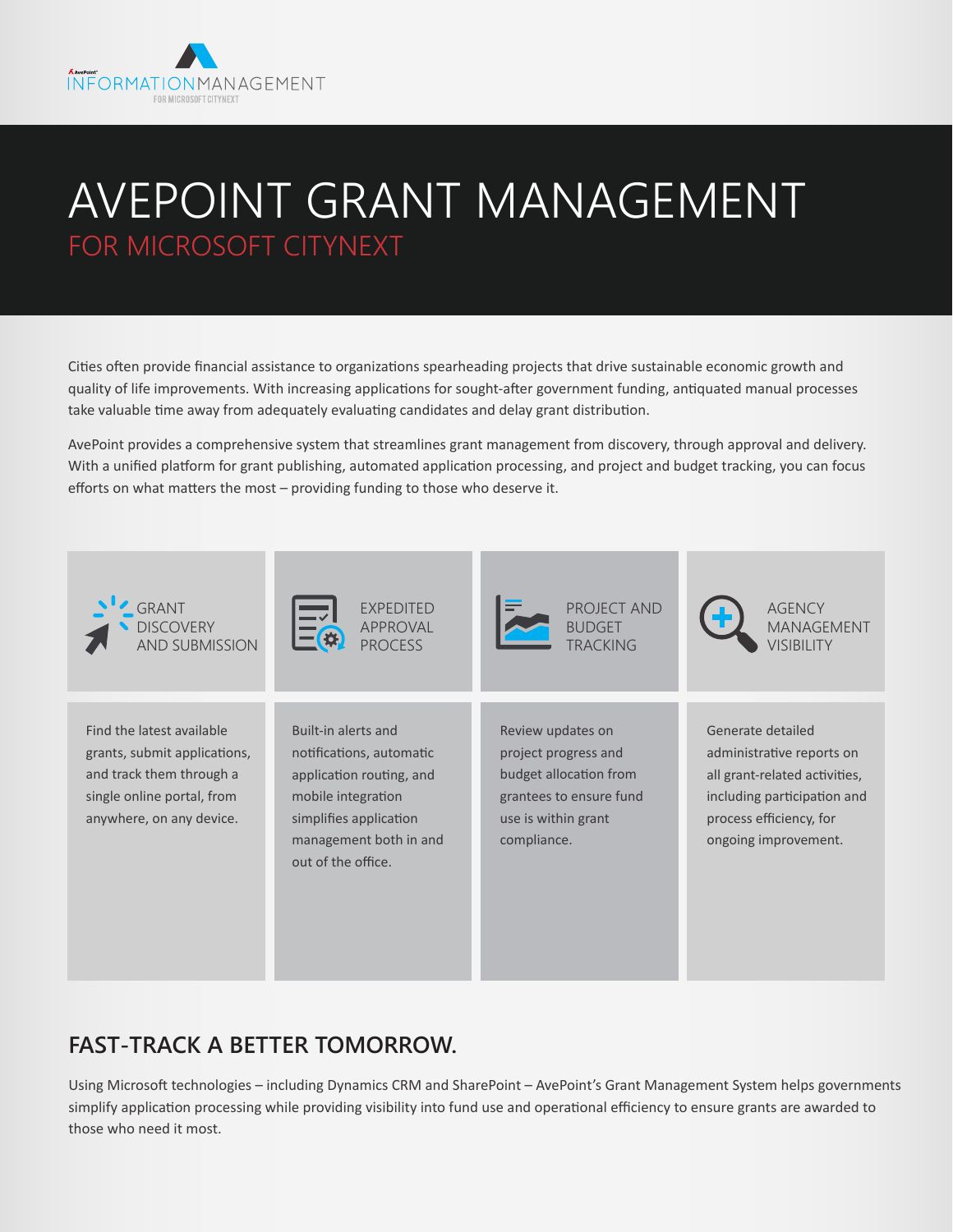AvePoint INFORMATIONMANAGEMENT FOR MICROSOFT CITYNEXT

# AVEPOINT GRANT MANAGEMENT

## FOR MICROSOFT CITYNEXT

Cities often provide financial assistance to organizations spearheading projects that drive sustainable economic growth and quality of life improvements. With increasing applications for sought-after government funding, antiquated manual processes take valuable time away from adequately evaluating candidates and delay grant distribution.

AvePoint provides a comprehensive system that streamlines grant management from discovery, through approval and delivery. With a unified platform for grant publishing, automated application processing, and project and budget tracking, you can focus efforts on what matters the most – providing funding to those who deserve it.

### GRANT DISCOVERY AND SUBMISSION

Find the latest available grants, submit applications, and track them through a single online portal, from anywhere, on any device.

### EXPEDITED APPROVAL PROCESS

Built-in alerts and notifications, automatic application routing, and mobile integration simplifies application management both in and out of the office.

### PROJECT AND BUDGET TRACKING

Review updates on project progress and budget allocation from grantees to ensure fund use is within grant compliance.

### AGENCY MANAGEMENT VISIBILITY

Generate detailed administrative reports on all grant-related activities, including participation and process efficiency, for ongoing improvement.

## FAST-TRACK A BETTER TOMORROW.

Using Microsoft technologies – including Dynamics CRM and SharePoint – AvePoint's Grant Management System helps governments simplify application processing while providing visibility into fund use and operational efficiency to ensure grants are awarded to those who need it most.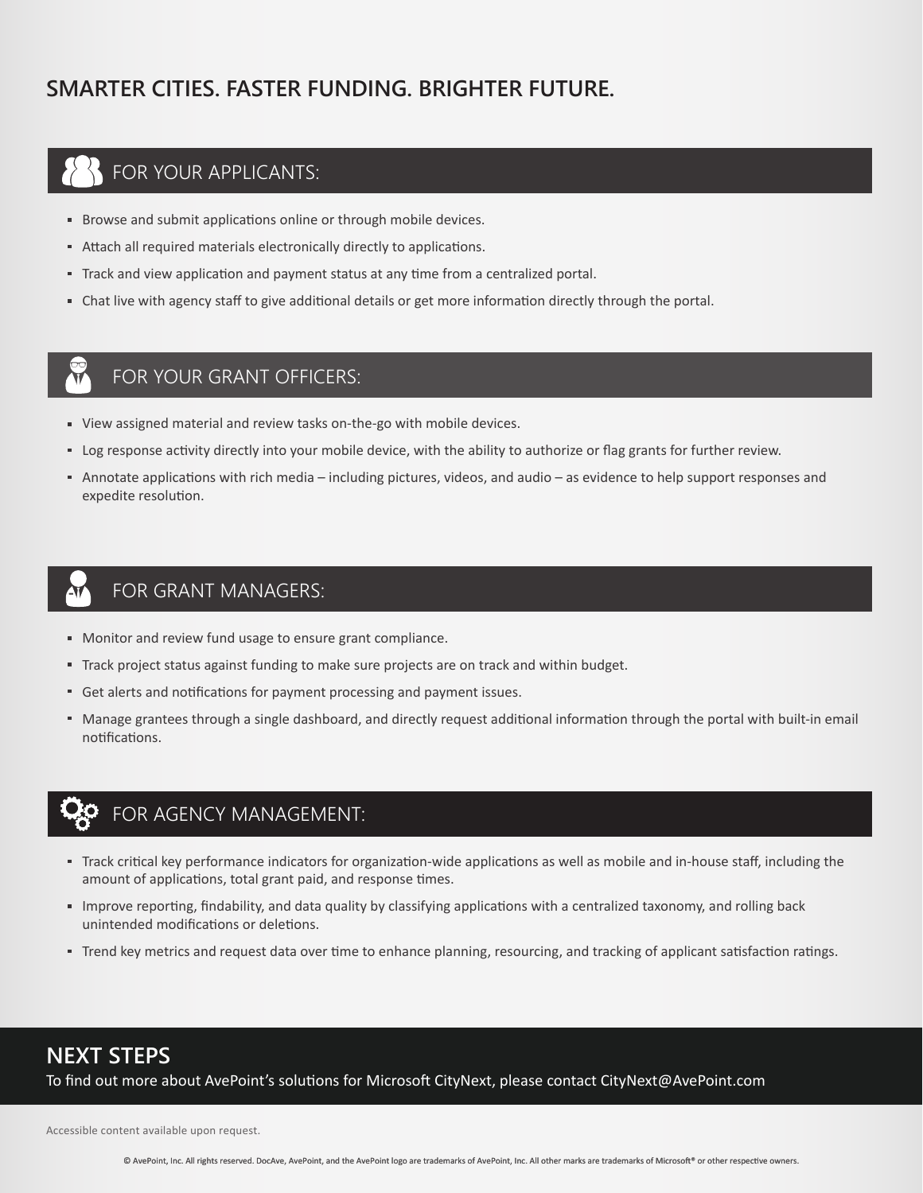## SMARTER CITIES. FASTER FUNDING. BRIGHTER FUTURE.

### FOR YOUR APPLICANTS:

- Browse and submit applications online or through mobile devices.
- Attach all required materials electronically directly to applications.
- Track and view application and payment status at any time from a centralized portal.
- Chat live with agency staff to give additional details or get more information directly through the portal.

### FOR YOUR GRANT OFFICERS:

- View assigned material and review tasks on-the-go with mobile devices.
- Log response activity directly into your mobile device, with the ability to authorize or flag grants for further review.
- Annotate applications with rich media – including pictures, videos, and audio – as evidence to help support responses and expedite resolution.

### FOR GRANT MANAGERS:

- Monitor and review fund usage to ensure grant compliance.
- Track project status against funding to make sure projects are on track and within budget.
- Get alerts and notifications for payment processing and payment issues.
- Manage grantees through a single dashboard, and directly request additional information through the portal with built-in email notifications.

### FOR AGENCY MANAGEMENT:

- Track critical key performance indicators for organization-wide applications as well as mobile and in-house staff, including the amount of applications, total grant paid, and response times.
- Improve reporting, findability, and data quality by classifying applications with a centralized taxonomy, and rolling back unintended modifications or deletions.
- Trend key metrics and request data over time to enhance planning, resourcing, and tracking of applicant satisfaction ratings.

## NEXT STEPS

To find out more about AvePoint's solutions for Microsoft CityNext, please contact CityNext@AvePoint.com

Accessible content available upon request.

© AvePoint, Inc. All rights reserved. DocAve, AvePoint, and the AvePoint logo are trademarks of AvePoint, Inc. All other marks are trademarks of Microsoft® or other respective owners.